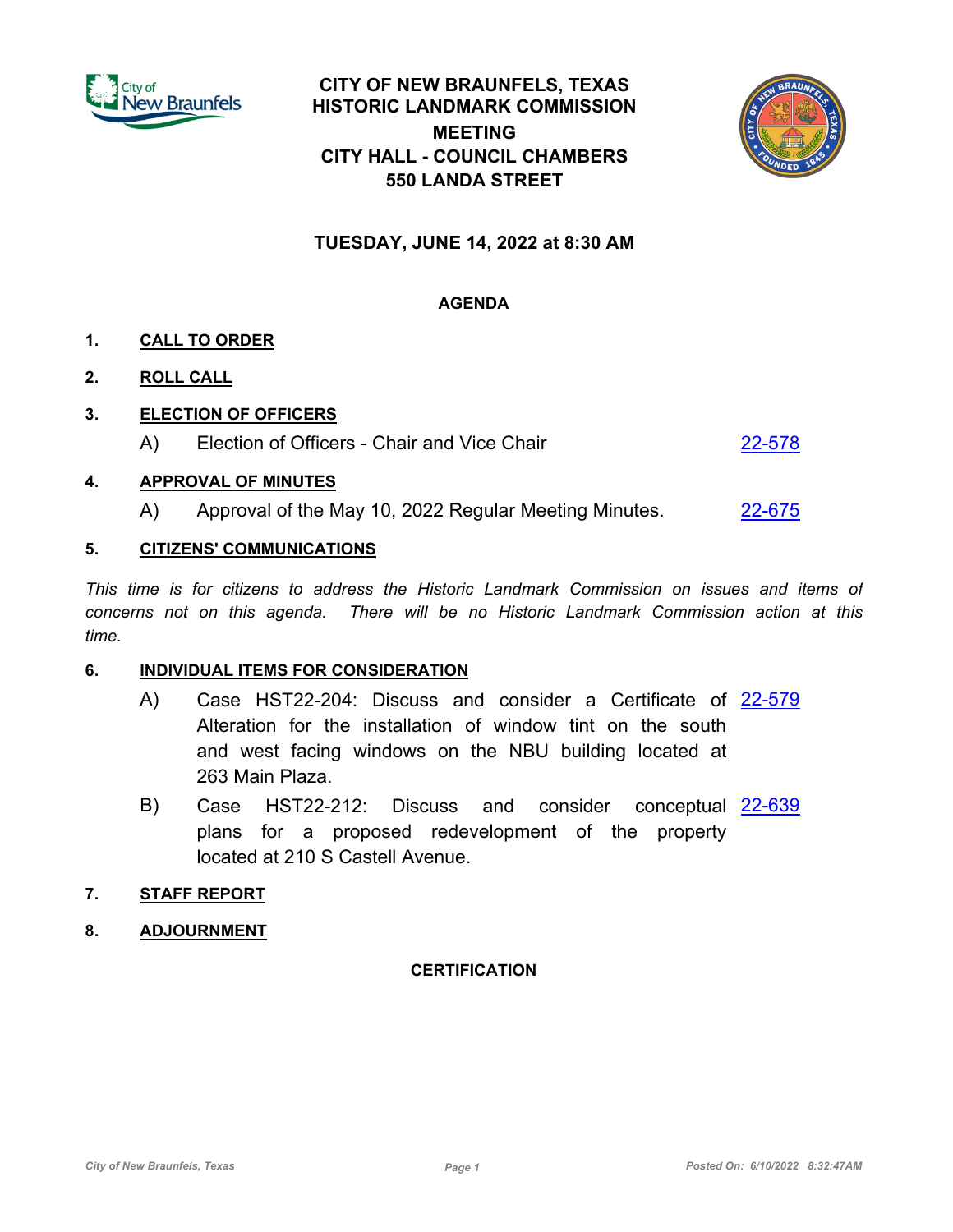# CITY OF NEW BRAUNFELS, TEXAS
# HISTORIC LANDMARK COMMISSION
# MEETING
# CITY HALL - COUNCIL CHAMBERS
# 550 LANDA STREET

## TUESDAY, JUNE 14, 2022 at 8:30 AM

### AGENDA

**1. CALL TO ORDER**

**2. ROLL CALL**

**3. ELECTION OF OFFICERS**

A) Election of Officers - Chair and Vice Chair — 22-578

**4. APPROVAL OF MINUTES**

A) Approval of the May 10, 2022 Regular Meeting Minutes. — 22-675

**5. CITIZENS' COMMUNICATIONS**

*This time is for citizens to address the Historic Landmark Commission on issues and items of concerns not on this agenda. There will be no Historic Landmark Commission action at this time.*

**6. INDIVIDUAL ITEMS FOR CONSIDERATION**

A) Case HST22-204: Discuss and consider a Certificate of Alteration for the installation of window tint on the south and west facing windows on the NBU building located at 263 Main Plaza. — 22-579

B) Case HST22-212: Discuss and consider conceptual plans for a proposed redevelopment of the property located at 210 S Castell Avenue. — 22-639

**7. STAFF REPORT**

**8. ADJOURNMENT**

### CERTIFICATION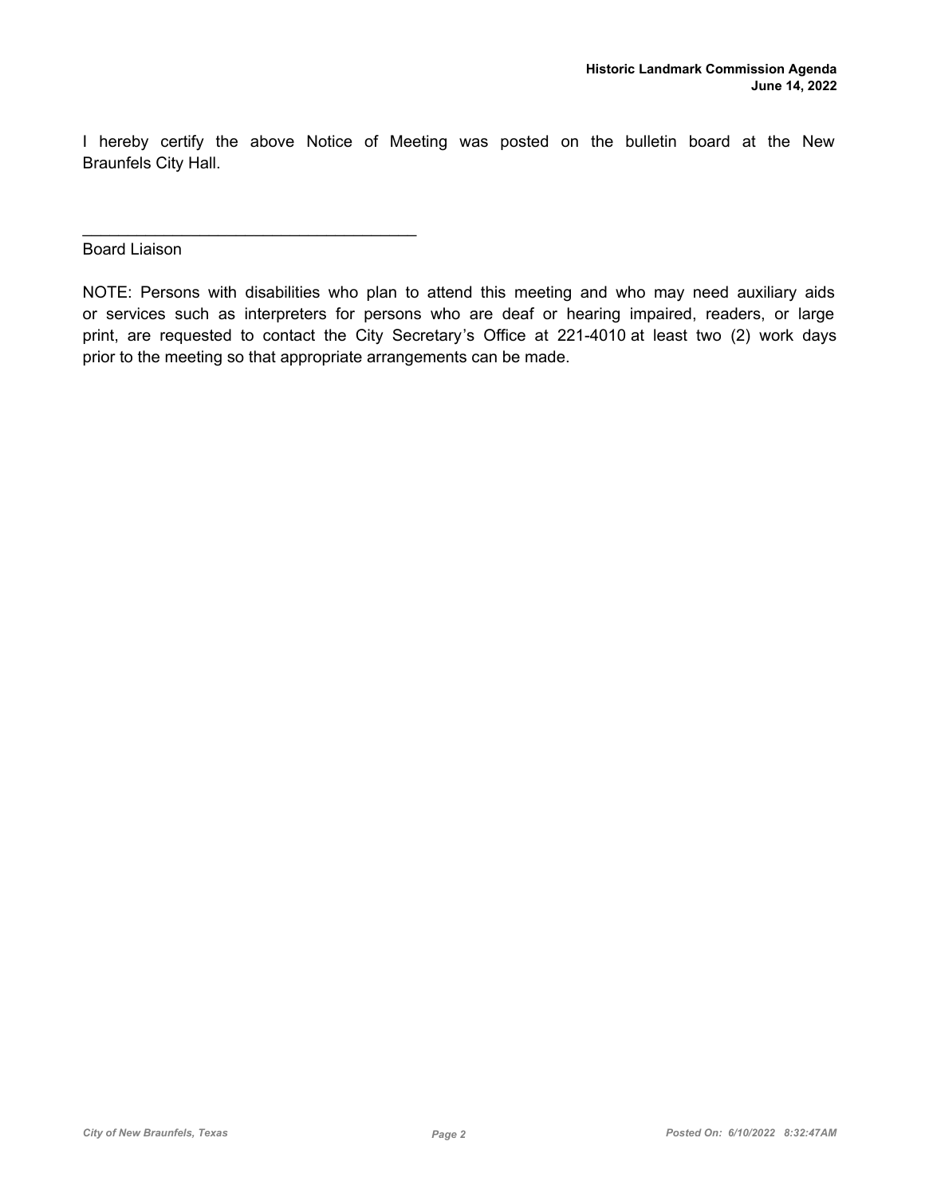I hereby certify the above Notice of Meeting was posted on the bulletin board at the New Braunfels City Hall.

______________________________________

Board Liaison

NOTE: Persons with disabilities who plan to attend this meeting and who may need auxiliary aids or services such as interpreters for persons who are deaf or hearing impaired, readers, or large print, are requested to contact the City Secretary's Office at 221-4010 at least two (2) work days prior to the meeting so that appropriate arrangements can be made.